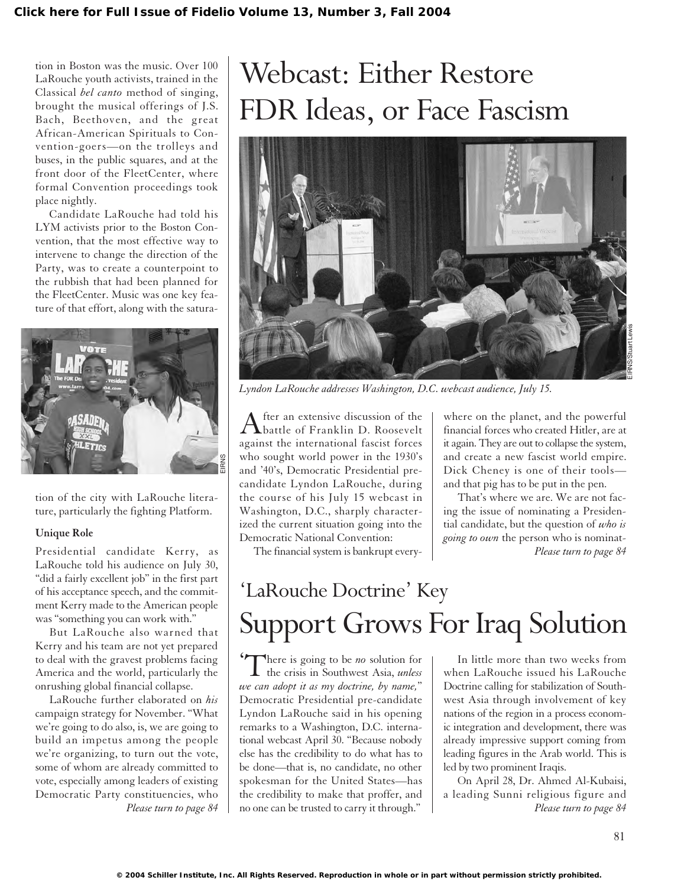tion in Boston was the music. Over 100 LaRouche youth activists, trained in the Classical *bel canto* method of singing, brought the musical offerings of J.S. Bach, Beethoven, and the great African-American Spirituals to Convention-goers—on the trolleys and buses, in the public squares, and at the front door of the FleetCenter, where formal Convention proceedings took place nightly.

Candidate LaRouche had told his LYM activists prior to the Boston Convention, that the most effective way to intervene to change the direction of the Party, was to create a counterpoint to the rubbish that had been planned for the FleetCenter. Music was one key feature of that effort, along with the saturation of the city with LaRouche literature, particularly the fighting Platform.

**Unique Role**

Presidential candidate Kerry, as LaRouche told his audience on July 30, "did a fairly excellent job" in the first part of his acceptance speech, and the commitment Kerry made to the American people was "something you can work with."

But LaRouche also warned that Kerry and his team are not yet prepared to deal with the gravest problems facing America and the world, particularly the onrushing global financial collapse.

LaRouche further elaborated on *his* campaign strategy for November. "What we're going to do also, is, we are going to build an impetus among the people we're organizing, to turn out the vote, some of whom are already committed to vote, especially among leaders of existing Democratic Party constituencies, who

*Please turn to page 84*

# Webcast: Either Restore FDR Ideas, or Face Fascism

*Lyndon LaRouche addresses Washington, D.C. webcast audience, July 15.*

After an extensive discussion of the battle of Franklin D. Roosevelt against the international fascist forces who sought world power in the 1930's and '40's, Democratic Presidential pre-candidate Lyndon LaRouche, during the course of his July 15 webcast in Washington, D.C., sharply characterized the current situation going into the Democratic National Convention:

The financial system is bankrupt everywhere on the planet, and the powerful financial forces who created Hitler, are at it again. They are out to collapse the system, and create a new fascist world empire. Dick Cheney is one of their tools—and that pig has to be put in the pen.

That's where we are. We are not facing the issue of nominating a Presidential candidate, but the question of *who is going to own* the person who is nominat-

*Please turn to page 84*

## 'LaRouche Doctrine' Key

# Support Grows For Iraq Solution

'There is going to be *no* solution for the crisis in Southwest Asia, *unless we can adopt it as my doctrine, by name,*" Democratic Presidential pre-candidate Lyndon LaRouche said in his opening remarks to a Washington, D.C. international webcast April 30. "Because nobody else has the credibility to do what has to be done—that is, no candidate, no other spokesman for the United States—has the credibility to make that proffer, and no one can be trusted to carry it through."

In little more than two weeks from when LaRouche issued his LaRouche Doctrine calling for stabilization of Southwest Asia through involvement of key nations of the region in a process economic integration and development, there was already impressive support coming from leading figures in the Arab world. This is led by two prominent Iraqis.

On April 28, Dr. Ahmed Al-Kubaisi, a leading Sunni religious figure and

*Please turn to page 84*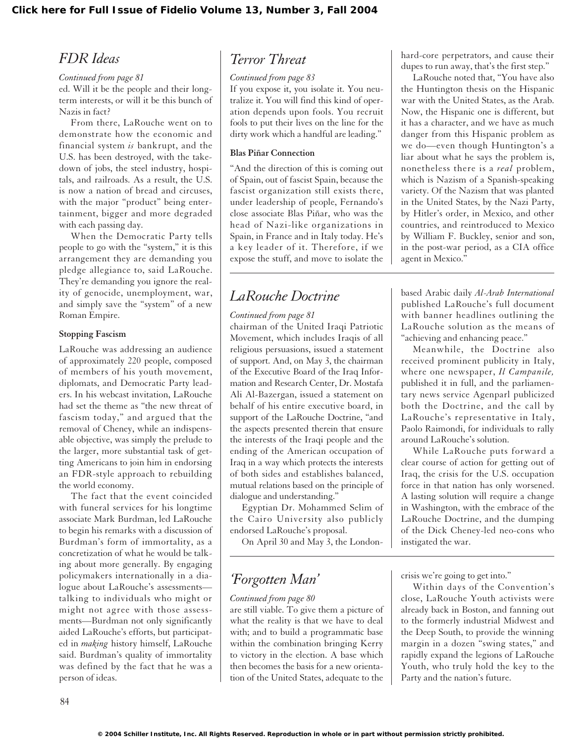# FDR Ideas

*Continued from page 81*

ed. Will it be the people and their long-term interests, or will it be this bunch of Nazis in fact?

From there, LaRouche went on to demonstrate how the economic and financial system *is* bankrupt, and the U.S. has been destroyed, with the take-down of jobs, the steel industry, hospitals, and railroads. As a result, the U.S. is now a nation of bread and circuses, with the major "product" being entertainment, bigger and more degraded with each passing day.

When the Democratic Party tells people to go with the "system," it is this arrangement they are demanding you pledge allegiance to, said LaRouche. They're demanding you ignore the reality of genocide, unemployment, war, and simply save the "system" of a new Roman Empire.

**Stopping Fascism**

LaRouche was addressing an audience of approximately 220 people, composed of members of his youth movement, diplomats, and Democratic Party leaders. In his webcast invitation, LaRouche had set the theme as "the new threat of fascism today," and argued that the removal of Cheney, while an indispensable objective, was simply the prelude to the larger, more substantial task of getting Americans to join him in endorsing an FDR-style approach to rebuilding the world economy.

The fact that the event coincided with funeral services for his longtime associate Mark Burdman, led LaRouche to begin his remarks with a discussion of Burdman's form of immortality, as a concretization of what he would be talking about more generally. By engaging policymakers internationally in a dialogue about LaRouche's assessments—talking to individuals who might or might not agree with those assessments—Burdman not only significantly aided LaRouche's efforts, but participated in *making* history himself, LaRouche said. Burdman's quality of immortality was defined by the fact that he was a person of ideas.

# Terror Threat

*Continued from page 83*

If you expose it, you isolate it. You neutralize it. You will find this kind of operation depends upon fools. You recruit fools to put their lives on the line for the dirty work which a handful are leading."

**Blas Piñar Connection**

"And the direction of this is coming out of Spain, out of fascist Spain, because the fascist organization still exists there, under leadership of people, Fernando's close associate Blas Piñar, who was the head of Nazi-like organizations in Spain, in France and in Italy today. He's a key leader of it. Therefore, if we expose the stuff, and move to isolate the hard-core perpetrators, and cause their dupes to run away, that's the first step."

LaRouche noted that, "You have also the Huntington thesis on the Hispanic war with the United States, as the Arab. Now, the Hispanic one is different, but it has a character, and we have as much danger from this Hispanic problem as we do—even though Huntington's a liar about what he says the problem is, nonetheless there is a *real* problem, which is Nazism of a Spanish-speaking variety. Of the Nazism that was planted in the United States, by the Nazi Party, by Hitler's order, in Mexico, and other countries, and reintroduced to Mexico by William F. Buckley, senior and son, in the post-war period, as a CIA office agent in Mexico."

# LaRouche Doctrine

*Continued from page 81*

chairman of the United Iraqi Patriotic Movement, which includes Iraqis of all religious persuasions, issued a statement of support. And, on May 3, the chairman of the Executive Board of the Iraq Information and Research Center, Dr. Mostafa Ali Al-Bazergan, issued a statement on behalf of his entire executive board, in support of the LaRouche Doctrine, "and the aspects presented therein that ensure the interests of the Iraqi people and the ending of the American occupation of Iraq in a way which protects the interests of both sides and establishes balanced, mutual relations based on the principle of dialogue and understanding."

Egyptian Dr. Mohammed Selim of the Cairo University also publicly endorsed LaRouche's proposal.

On April 30 and May 3, the London-based Arabic daily *Al-Arab International* published LaRouche's full document with banner headlines outlining the LaRouche solution as the means of "achieving and enhancing peace."

Meanwhile, the Doctrine also received prominent publicity in Italy, where one newspaper, *Il Campanile,* published it in full, and the parliamentary news service Agenparl publicized both the Doctrine, and the call by LaRouche's representative in Italy, Paolo Raimondi, for individuals to rally around LaRouche's solution.

While LaRouche puts forward a clear course of action for getting out of Iraq, the crisis for the U.S. occupation force in that nation has only worsened. A lasting solution will require a change in Washington, with the embrace of the LaRouche Doctrine, and the dumping of the Dick Cheney-led neo-cons who instigated the war.

# 'Forgotten Man'

*Continued from page 80*

are still viable. To give them a picture of what the reality is that we have to deal with; and to build a programmatic base within the combination bringing Kerry to victory in the election. A base which then becomes the basis for a new orientation of the United States, adequate to the crisis we're going to get into."

Within days of the Convention's close, LaRouche Youth activists were already back in Boston, and fanning out to the formerly industrial Midwest and the Deep South, to provide the winning margin in a dozen "swing states," and rapidly expand the legions of LaRouche Youth, who truly hold the key to the Party and the nation's future.